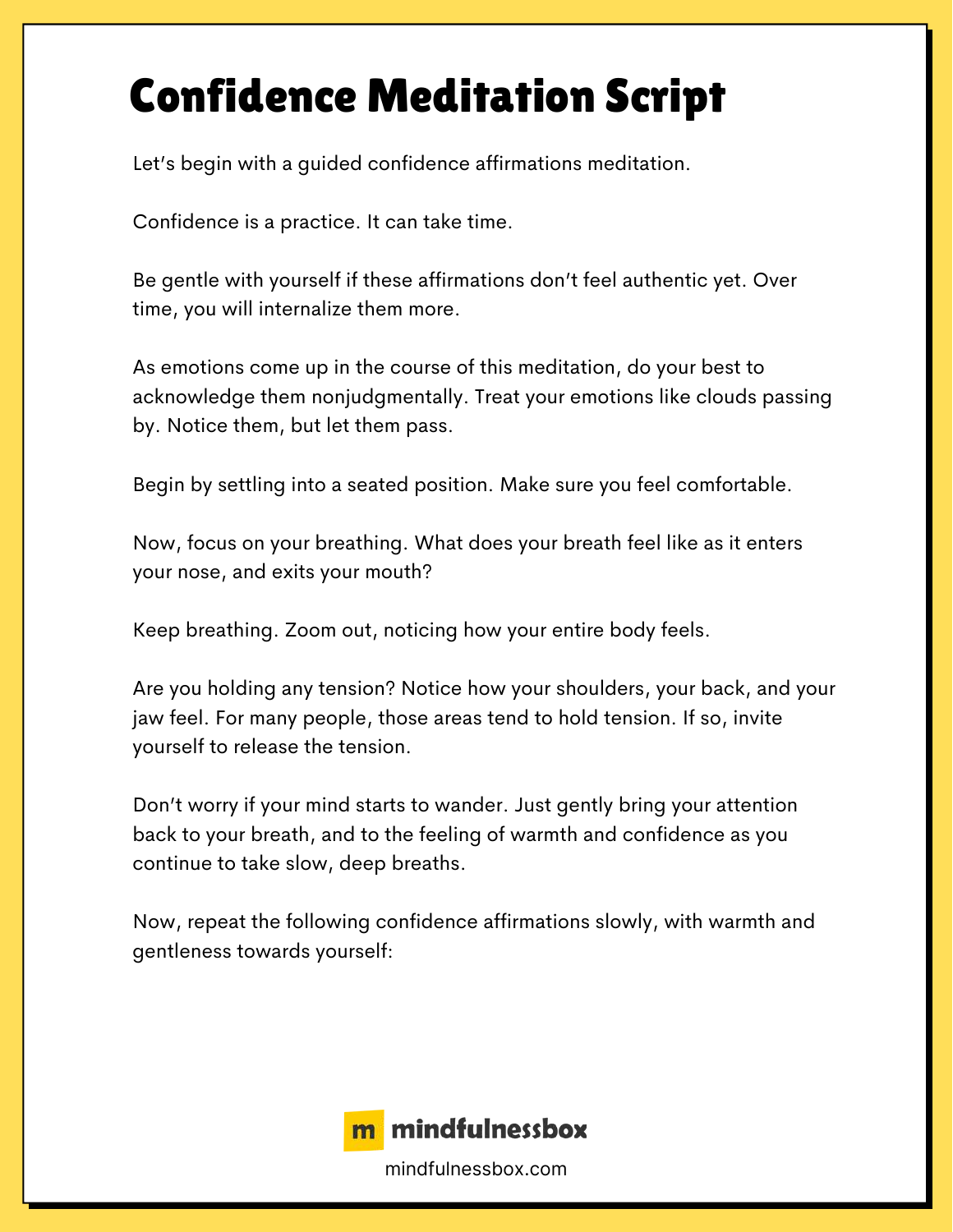# Confidence Meditation Script

Let's begin with a guided confidence affirmations meditation.

Confidence is a practice. It can take time.

Be gentle with yourself if these affirmations don't feel authentic yet. Over time, you will internalize them more.

As emotions come up in the course of this meditation, do your best to acknowledge them nonjudgmentally. Treat your emotions like clouds passing by. Notice them, but let them pass.

Begin by settling into a seated position. Make sure you feel comfortable.

Now, focus on your breathing. What does your breath feel like as it enters your nose, and exits your mouth?

Keep breathing. Zoom out, noticing how your entire body feels.

Are you holding any tension? Notice how your shoulders, your back, and your jaw feel. For many people, those areas tend to hold tension. If so, invite yourself to release the tension.

Don't worry if your mind starts to wander. Just gently bring your attention back to your breath, and to the feeling of warmth and confidence as you continue to take slow, deep breaths.

Now, repeat the following confidence affirmations slowly, with warmth and gentleness towards yourself: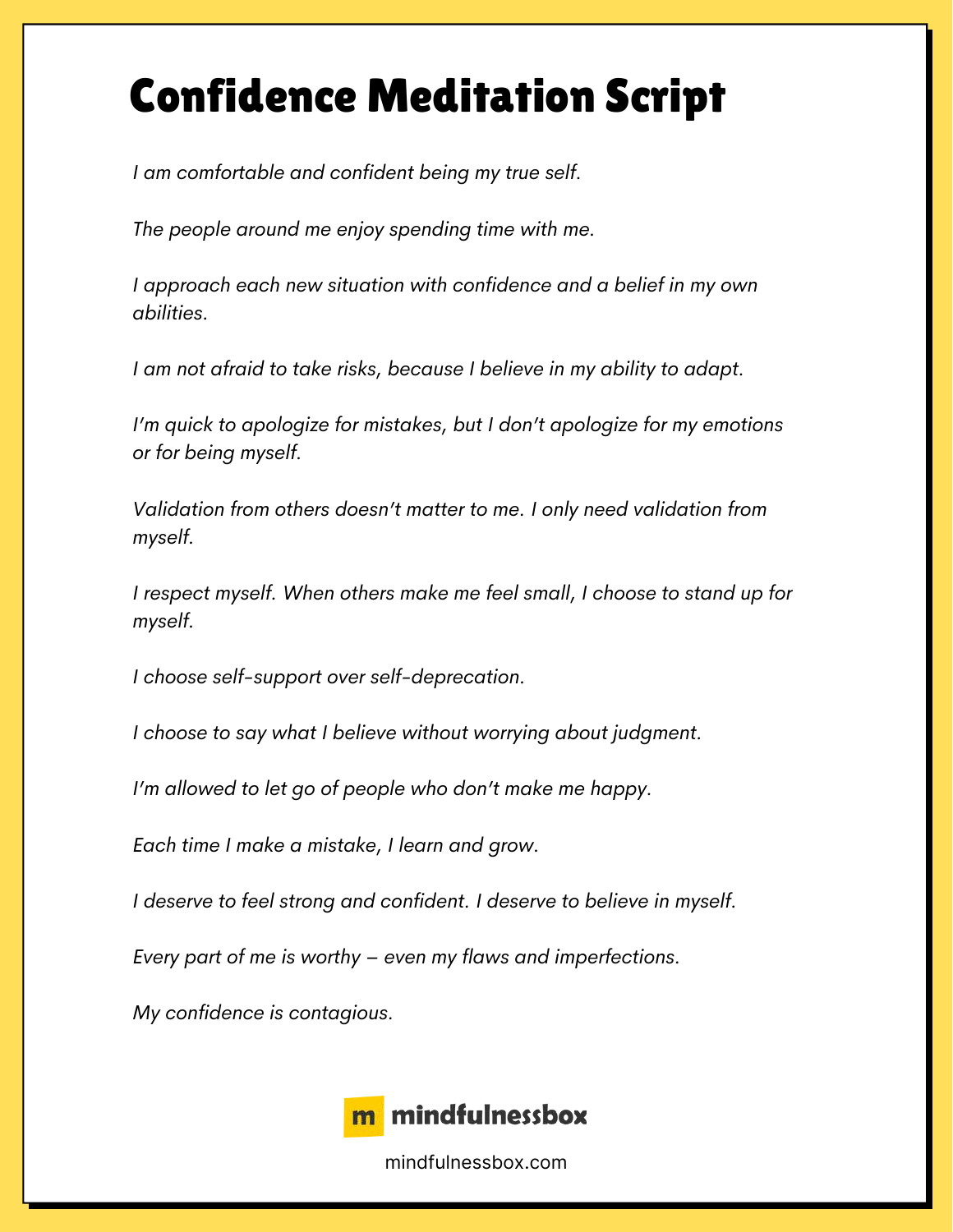# Confidence Meditation Script

*I am comfortable and confident being my true self.*

*The people around me enjoy spending time with me.*

*I approach each new situation with confidence and a belief in my own abilities.*

*I am not afraid to take risks, because I believe in my ability to adapt.*

*I'm quick to apologize for mistakes, but I don't apologize for my emotions or for being myself.*

*Validation from others doesn't matter to me. I only need validation from myself.*

*I respect myself. When others make me feel small, I choose to stand up for myself.*

*I choose self-support over self-deprecation.*

*I choose to say what I believe without worrying about judgment.*

*I'm allowed to let go of people who don't make me happy.*

*Each time I make a mistake, I learn and grow.*

*I deserve to feel strong and confident. I deserve to believe in myself.*

*Every part of me is worthy – even my flaws and imperfections.*

*My confidence is contagious.*

**m mindfulnessbox**

mindfulnessbox.com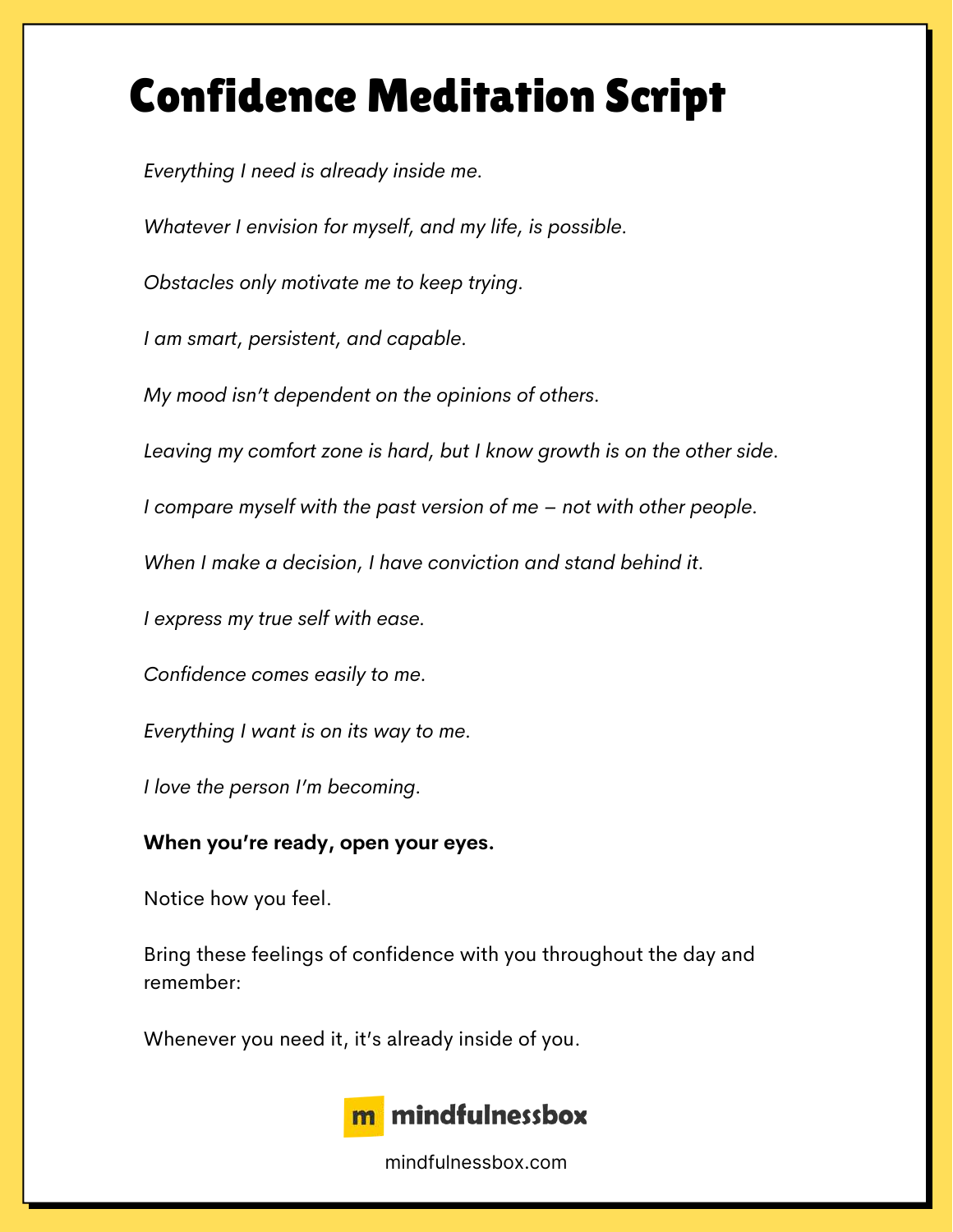# Confidence Meditation Script

*Everything I need is already inside me.*

*Whatever I envision for myself, and my life, is possible.*

*Obstacles only motivate me to keep trying.*

*I am smart, persistent, and capable.*

*My mood isn't dependent on the opinions of others.*

*Leaving my comfort zone is hard, but I know growth is on the other side.*

*I compare myself with the past version of me – not with other people.*

*When I make a decision, I have conviction and stand behind it.*

*I express my true self with ease.*

*Confidence comes easily to me.*

*Everything I want is on its way to me.*

*I love the person I'm becoming.*

**When you're ready, open your eyes.**

Notice how you feel.

Bring these feelings of confidence with you throughout the day and remember:

Whenever you need it, it's already inside of you.

mindfulnessbox

mindfulnessbox.com